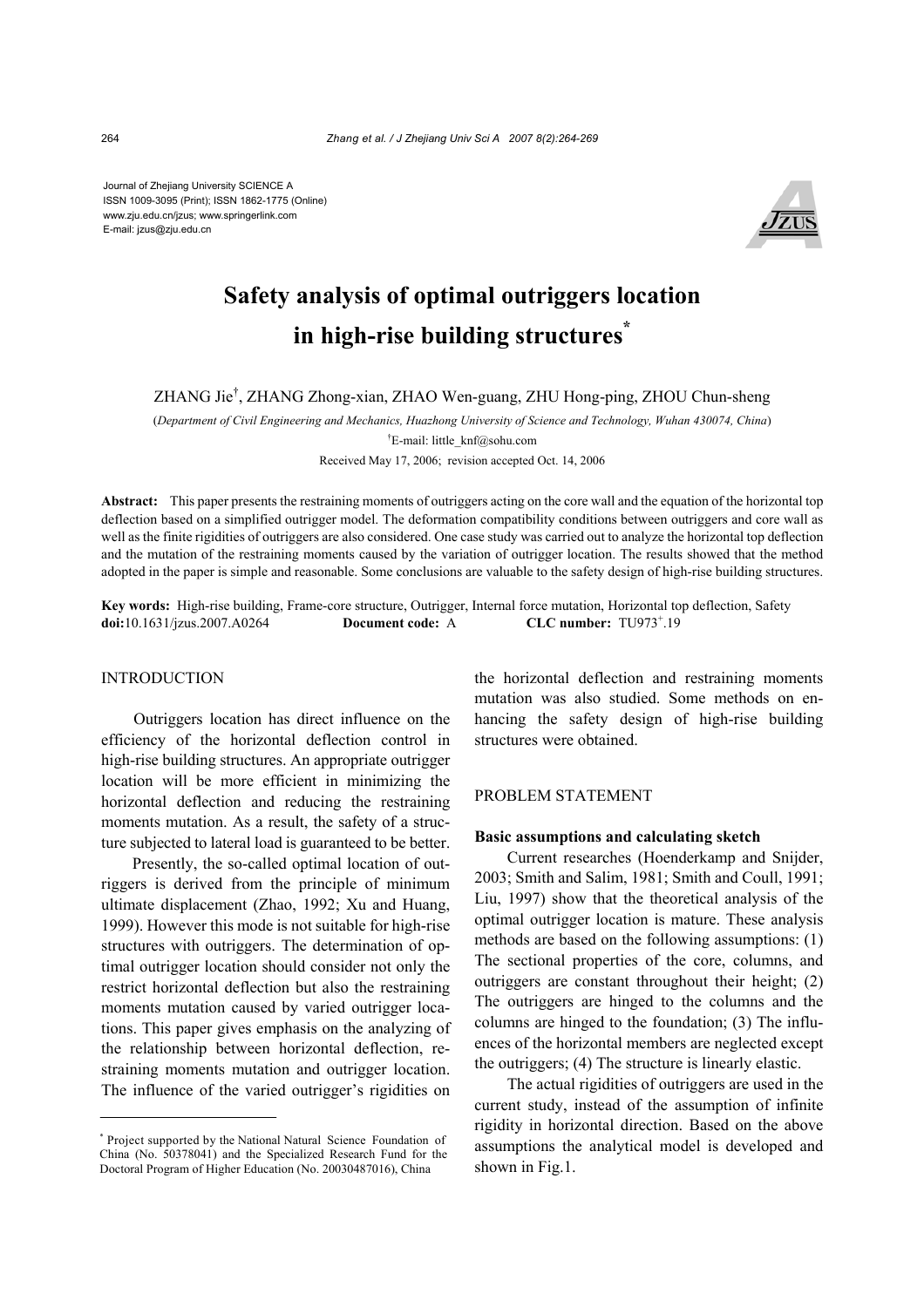Journal of Zhejiang University SCIENCE A
ISSN 1009-3095 (Print); ISSN 1862-1775 (Online)
www.zju.edu.cn/jzus; www.springerlink.com
E-mail: jzus@zju.edu.cn

# Safety analysis of optimal outriggers location in high-rise building structures*

ZHANG Jie[†], ZHANG Zhong-xian, ZHAO Wen-guang, ZHU Hong-ping, ZHOU Chun-sheng

(*Department of Civil Engineering and Mechanics, Huazhong University of Science and Technology, Wuhan 430074, China*)

[†]E-mail: little_knf@sohu.com

Received May 17, 2006; revision accepted Oct. 14, 2006

**Abstract:** This paper presents the restraining moments of outriggers acting on the core wall and the equation of the horizontal top deflection based on a simplified outrigger model. The deformation compatibility conditions between outriggers and core wall as well as the finite rigidities of outriggers are also considered. One case study was carried out to analyze the horizontal top deflection and the mutation of the restraining moments caused by the variation of outrigger location. The results showed that the method adopted in the paper is simple and reasonable. Some conclusions are valuable to the safety design of high-rise building structures.

**Key words:** High-rise building, Frame-core structure, Outrigger, Internal force mutation, Horizontal top deflection, Safety
**doi:**10.1631/jzus.2007.A0264 **Document code:** A **CLC number:** TU973[+].19

## INTRODUCTION

Outriggers location has direct influence on the efficiency of the horizontal deflection control in high-rise building structures. An appropriate outrigger location will be more efficient in minimizing the horizontal deflection and reducing the restraining moments mutation. As a result, the safety of a structure subjected to lateral load is guaranteed to be better.

Presently, the so-called optimal location of outriggers is derived from the principle of minimum ultimate displacement (Zhao, 1992; Xu and Huang, 1999). However this mode is not suitable for high-rise structures with outriggers. The determination of optimal outrigger location should consider not only the restrict horizontal deflection but also the restraining moments mutation caused by varied outrigger locations. This paper gives emphasis on the analyzing of the relationship between horizontal deflection, restraining moments mutation and outrigger location. The influence of the varied outrigger's rigidities on the horizontal deflection and restraining moments mutation was also studied. Some methods on enhancing the safety design of high-rise building structures were obtained.

## PROBLEM STATEMENT

### Basic assumptions and calculating sketch

Current researches (Hoenderkamp and Snijder, 2003; Smith and Salim, 1981; Smith and Coull, 1991; Liu, 1997) show that the theoretical analysis of the optimal outrigger location is mature. These analysis methods are based on the following assumptions: (1) The sectional properties of the core, columns, and outriggers are constant throughout their height; (2) The outriggers are hinged to the columns and the columns are hinged to the foundation; (3) The influences of the horizontal members are neglected except the outriggers; (4) The structure is linearly elastic.

The actual rigidities of outriggers are used in the current study, instead of the assumption of infinite rigidity in horizontal direction. Based on the above assumptions the analytical model is developed and shown in Fig.1.

---

* Project supported by the National Natural Science Foundation of China (No. 50378041) and the Specialized Research Fund for the Doctoral Program of Higher Education (No. 20030487016), China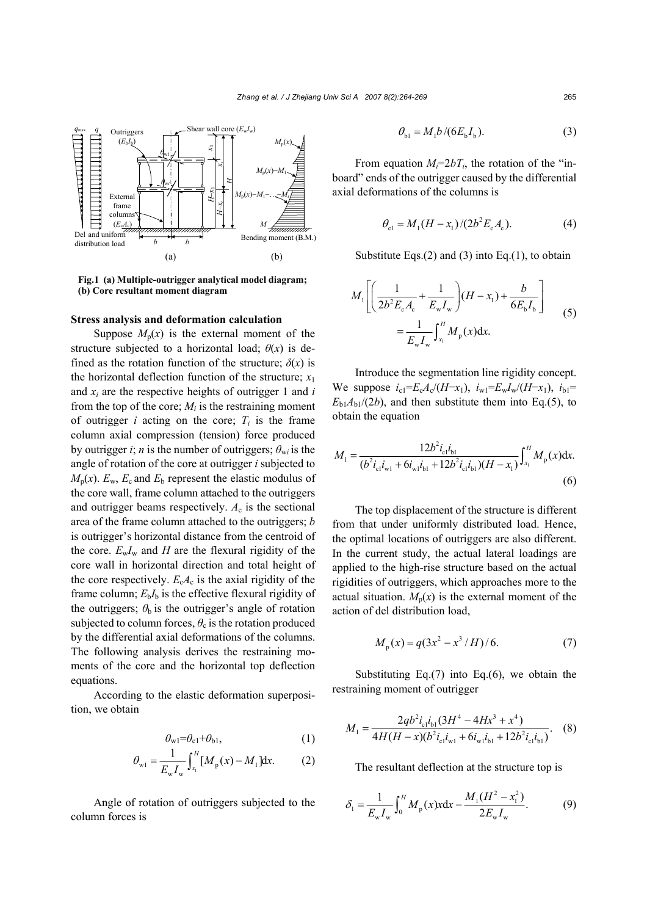**Fig.1 (a) Multiple-outrigger analytical model diagram; (b) Core resultant moment diagram**

### Stress analysis and deformation calculation

Suppose $M_p(x)$ is the external moment of the structure subjected to a horizontal load; $\theta(x)$ is defined as the rotation function of the structure; $\delta(x)$ is the horizontal deflection function of the structure; $x_1$ and $x_i$ are the respective heights of outrigger 1 and $i$ from the top of the core; $M_i$ is the restraining moment of outrigger $i$ acting on the core; $T_i$ is the frame column axial compression (tension) force produced by outrigger $i$; $n$ is the number of outriggers; $\theta_{wi}$ is the angle of rotation of the core at outrigger $i$ subjected to $M_p(x)$. $E_w$, $E_c$ and $E_b$ represent the elastic modulus of the core wall, frame column attached to the outriggers and outrigger beams respectively. $A_c$ is the sectional area of the frame column attached to the outriggers; $b$ is outrigger's horizontal distance from the centroid of the core. $E_wI_w$ and $H$ are the flexural rigidity of the core wall in horizontal direction and total height of the core respectively. $E_cA_c$ is the axial rigidity of the frame column; $E_bI_b$ is the effective flexural rigidity of the outriggers; $\theta_b$ is the outrigger's angle of rotation subjected to column forces, $\theta_c$ is the rotation produced by the differential axial deformations of the columns. The following analysis derives the restraining moments of the core and the horizontal top deflection equations.

According to the elastic deformation superposition, we obtain

$$\theta_{w1}=\theta_{c1}+\theta_{b1}, \tag{1}$$

$$\theta_{w1}=\frac{1}{E_wI_w}\int_{x_1}^{H}[M_p(x)-M_1]\mathrm{d}x. \tag{2}$$

Angle of rotation of outriggers subjected to the column forces is

$$\theta_{b1}=M_1b/(6E_bI_b). \tag{3}$$

From equation $M_i=2bT_i$, the rotation of the "in-board" ends of the outrigger caused by the differential axial deformations of the columns is

$$\theta_{c1}=M_1(H-x_1)/(2b^2E_cA_c). \tag{4}$$

Substitute Eqs.(2) and (3) into Eq.(1), to obtain

$$M_1\left[\left(\frac{1}{2b^2E_cA_c}+\frac{1}{E_wI_w}\right)(H-x_1)+\frac{b}{6E_bI_b}\right]=\frac{1}{E_wI_w}\int_{x_1}^{H}M_p(x)\mathrm{d}x. \tag{5}$$

Introduce the segmentation line rigidity concept. We suppose $i_{c1}=E_cA_c/(H-x_1)$, $i_{w1}=E_wI_w/(H-x_1)$, $i_{b1}=E_{b1}A_{b1}/(2b)$, and then substitute them into Eq.(5), to obtain the equation

$$M_1=\frac{12b^2i_{c1}i_{b1}}{(b^2i_{c1}i_{w1}+6i_{w1}i_{b1}+12b^2i_{c1}i_{b1})(H-x_1)}\int_{x_1}^{H}M_p(x)\mathrm{d}x. \tag{6}$$

The top displacement of the structure is different from that under uniformly distributed load. Hence, the optimal locations of outriggers are also different. In the current study, the actual lateral loadings are applied to the high-rise structure based on the actual rigidities of outriggers, which approaches more to the actual situation. $M_p(x)$ is the external moment of the action of del distribution load,

$$M_p(x)=q(3x^2-x^3/H)/6. \tag{7}$$

Substituting Eq.(7) into Eq.(6), we obtain the restraining moment of outrigger

$$M_1=\frac{2qb^2i_{c1}i_{b1}(3H^4-4Hx^3+x^4)}{4H(H-x)(b^2i_{c1}i_{w1}+6i_{w1}i_{b1}+12b^2i_{c1}i_{b1})}. \tag{8}$$

The resultant deflection at the structure top is

$$\delta_1=\frac{1}{E_wI_w}\int_0^H M_p(x)x\mathrm{d}x-\frac{M_1(H^2-x_1^2)}{2E_wI_w}. \tag{9}$$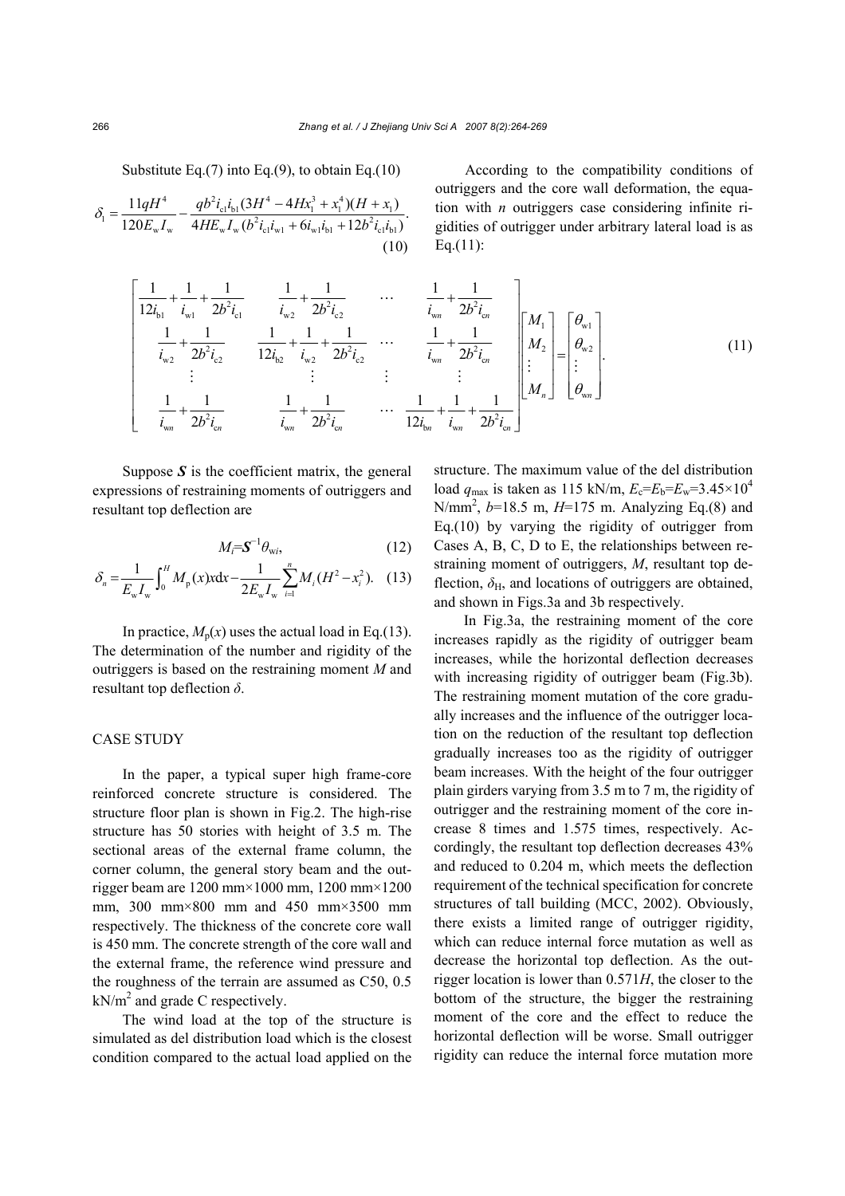Substitute Eq.(7) into Eq.(9), to obtain Eq.(10)

$$\delta_1 = \frac{11qH^4}{120E_\mathrm{w}I_\mathrm{w}} - \frac{qb^2 i_\mathrm{c1} i_\mathrm{b1}(3H^4 - 4Hx_1^3 + x_1^4)(H + x_1)}{4HE_\mathrm{w}I_\mathrm{w}(b^2 i_\mathrm{c1} i_\mathrm{w1} + 6 i_\mathrm{w1} i_\mathrm{b1} + 12 b^2 i_\mathrm{c1} i_\mathrm{b1})}. \tag{10}$$

According to the compatibility conditions of outriggers and the core wall deformation, the equation with $n$ outriggers case considering infinite rigidities of outrigger under arbitrary lateral load is as Eq.(11):

$$\begin{bmatrix} \frac{1}{12i_\mathrm{b1}} + \frac{1}{i_\mathrm{w1}} + \frac{1}{2b^2 i_\mathrm{c1}} & \frac{1}{i_\mathrm{w2}} + \frac{1}{2b^2 i_\mathrm{c2}} & \cdots & \frac{1}{i_\mathrm{w\mathit{n}}} + \frac{1}{2b^2 i_{\mathrm{c}n}} \\ \frac{1}{i_\mathrm{w2}} + \frac{1}{2b^2 i_\mathrm{c2}} & \frac{1}{12i_\mathrm{b2}} + \frac{1}{i_\mathrm{w2}} + \frac{1}{2b^2 i_\mathrm{c2}} & \cdots & \frac{1}{i_{\mathrm{w}n}} + \frac{1}{2b^2 i_{\mathrm{c}n}} \\ \vdots & \vdots & \vdots & \vdots \\ \frac{1}{i_{\mathrm{w}n}} + \frac{1}{2b^2 i_{\mathrm{c}n}} & \frac{1}{i_{\mathrm{w}n}} + \frac{1}{2b^2 i_{\mathrm{c}n}} & \cdots & \frac{1}{12i_{\mathrm{b}n}} + \frac{1}{i_{\mathrm{w}n}} + \frac{1}{2b^2 i_{\mathrm{c}n}} \end{bmatrix} \begin{bmatrix} M_1 \\ M_2 \\ \vdots \\ M_n \end{bmatrix} = \begin{bmatrix} \theta_\mathrm{w1} \\ \theta_\mathrm{w2} \\ \vdots \\ \theta_{\mathrm{w}n} \end{bmatrix}. \tag{11}$$

Suppose $\boldsymbol{S}$ is the coefficient matrix, the general expressions of restraining moments of outriggers and resultant top deflection are

$$M_i = \boldsymbol{S}^{-1}\theta_{\mathrm{w}i}, \tag{12}$$

$$\delta_n = \frac{1}{E_\mathrm{w}I_\mathrm{w}}\int_0^H M_\mathrm{p}(x)x\mathrm{d}x - \frac{1}{2E_\mathrm{w}I_\mathrm{w}}\sum_{i=1}^{n} M_i(H^2 - x_i^2). \tag{13}$$

In practice, $M_\mathrm{p}(x)$ uses the actual load in Eq.(13). The determination of the number and rigidity of the outriggers is based on the restraining moment $M$ and resultant top deflection $\delta$.

## CASE STUDY

In the paper, a typical super high frame-core reinforced concrete structure is considered. The structure floor plan is shown in Fig.2. The high-rise structure has 50 stories with height of 3.5 m. The sectional areas of the external frame column, the corner column, the general story beam and the outrigger beam are 1200 mm×1000 mm, 1200 mm×1200 mm, 300 mm×800 mm and 450 mm×3500 mm respectively. The thickness of the concrete core wall is 450 mm. The concrete strength of the core wall and the external frame, the reference wind pressure and the roughness of the terrain are assumed as C50, 0.5 kN/m$^2$ and grade C respectively.

The wind load at the top of the structure is simulated as del distribution load which is the closest condition compared to the actual load applied on the structure. The maximum value of the del distribution load $q_\mathrm{max}$ is taken as 115 kN/m, $E_\mathrm{c}=E_\mathrm{b}=E_\mathrm{w}=3.45\times10^4$ N/mm$^2$, $b$=18.5 m, $H$=175 m. Analyzing Eq.(8) and Eq.(10) by varying the rigidity of outrigger from Cases A, B, C, D to E, the relationships between restraining moment of outriggers, $M$, resultant top deflection, $\delta_\mathrm{H}$, and locations of outriggers are obtained, and shown in Figs.3a and 3b respectively.

In Fig.3a, the restraining moment of the core increases rapidly as the rigidity of outrigger beam increases, while the horizontal deflection decreases with increasing rigidity of outrigger beam (Fig.3b). The restraining moment mutation of the core gradually increases and the influence of the outrigger location on the reduction of the resultant top deflection gradually increases too as the rigidity of outrigger beam increases. With the height of the four outrigger plain girders varying from 3.5 m to 7 m, the rigidity of outrigger and the restraining moment of the core increase 8 times and 1.575 times, respectively. Accordingly, the resultant top deflection decreases 43% and reduced to 0.204 m, which meets the deflection requirement of the technical specification for concrete structures of tall building (MCC, 2002). Obviously, there exists a limited range of outrigger rigidity, which can reduce internal force mutation as well as decrease the horizontal top deflection. As the outrigger location is lower than 0.571$H$, the closer to the bottom of the structure, the bigger the restraining moment of the core and the effect to reduce the horizontal deflection will be worse. Small outrigger rigidity can reduce the internal force mutation more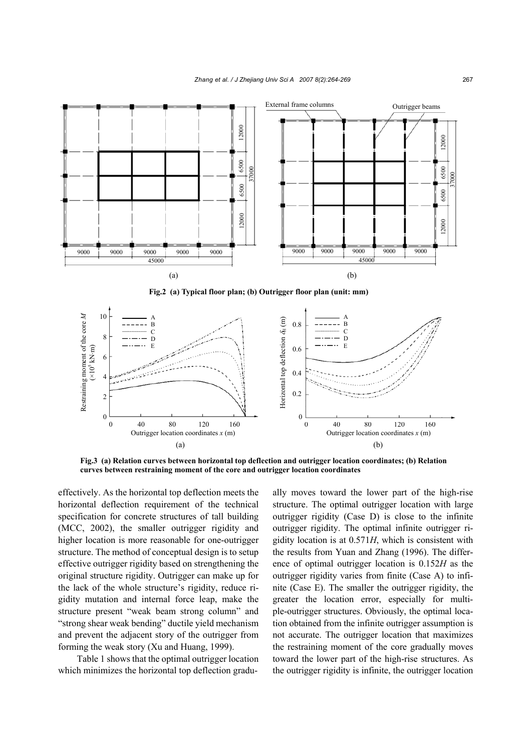Fig.2 (a) Typical floor plan; (b) Outrigger floor plan (unit: mm)

Fig.3 (a) Relation curves between horizontal top deflection and outrigger location coordinates; (b) Relation curves between restraining moment of the core and outrigger location coordinates

effectively. As the horizontal top deflection meets the horizontal deflection requirement of the technical specification for concrete structures of tall building (MCC, 2002), the smaller outrigger rigidity and higher location is more reasonable for one-outrigger structure. The method of conceptual design is to setup effective outrigger rigidity based on strengthening the original structure rigidity. Outrigger can make up for the lack of the whole structure's rigidity, reduce rigidity mutation and internal force leap, make the structure present "weak beam strong column" and "strong shear weak bending" ductile yield mechanism and prevent the adjacent story of the outrigger from forming the weak story (Xu and Huang, 1999).

Table 1 shows that the optimal outrigger location which minimizes the horizontal top deflection gradually moves toward the lower part of the high-rise structure. The optimal outrigger location with large outrigger rigidity (Case D) is close to the infinite outrigger rigidity. The optimal infinite outrigger rigidity location is at $0.571H$, which is consistent with the results from Yuan and Zhang (1996). The difference of optimal outrigger location is $0.152H$ as the outrigger rigidity varies from finite (Case A) to infinite (Case E). The smaller the outrigger rigidity, the greater the location error, especially for multiple-outrigger structures. Obviously, the optimal location obtained from the infinite outrigger assumption is not accurate. The outrigger location that maximizes the restraining moment of the core gradually moves toward the lower part of the high-rise structures. As the outrigger rigidity is infinite, the outrigger location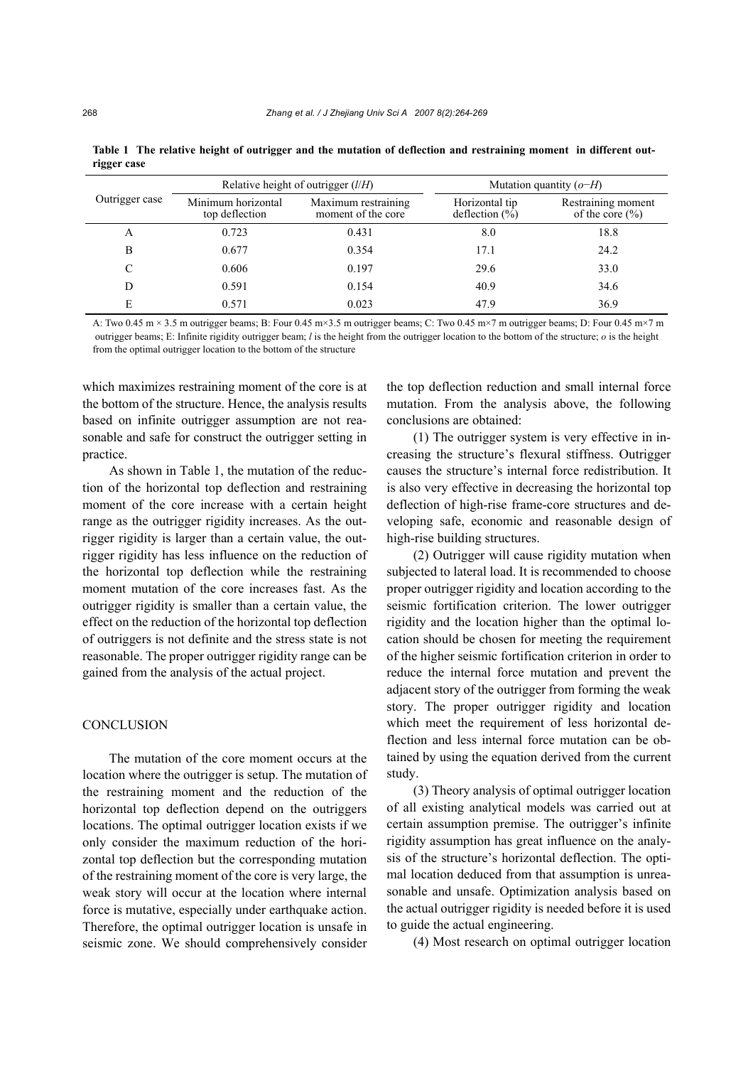**Table 1 The relative height of outrigger and the mutation of deflection and restraining moment in different outrigger case**

| Outrigger case | Relative height of outrigger ($l/H$) | | Mutation quantity ($o-H$) | |
|---|---|---|---|---|
| | Minimum horizontal top deflection | Maximum restraining moment of the core | Horizontal tip deflection (%) | Restraining moment of the core (%) |
| A | 0.723 | 0.431 | 8.0 | 18.8 |
| B | 0.677 | 0.354 | 17.1 | 24.2 |
| C | 0.606 | 0.197 | 29.6 | 33.0 |
| D | 0.591 | 0.154 | 40.9 | 34.6 |
| E | 0.571 | 0.023 | 47.9 | 36.9 |

A: Two 0.45 m × 3.5 m outrigger beams; B: Four 0.45 m×3.5 m outrigger beams; C: Two 0.45 m×7 m outrigger beams; D: Four 0.45 m×7 m outrigger beams; E: Infinite rigidity outrigger beam; $l$ is the height from the outrigger location to the bottom of the structure; $o$ is the height from the optimal outrigger location to the bottom of the structure

which maximizes restraining moment of the core is at the bottom of the structure. Hence, the analysis results based on infinite outrigger assumption are not reasonable and safe for construct the outrigger setting in practice.

As shown in Table 1, the mutation of the reduction of the horizontal top deflection and restraining moment of the core increase with a certain height range as the outrigger rigidity increases. As the outrigger rigidity is larger than a certain value, the outrigger rigidity has less influence on the reduction of the horizontal top deflection while the restraining moment mutation of the core increases fast. As the outrigger rigidity is smaller than a certain value, the effect on the reduction of the horizontal top deflection of outriggers is not definite and the stress state is not reasonable. The proper outrigger rigidity range can be gained from the analysis of the actual project.

## CONCLUSION

The mutation of the core moment occurs at the location where the outrigger is setup. The mutation of the restraining moment and the reduction of the horizontal top deflection depend on the outriggers locations. The optimal outrigger location exists if we only consider the maximum reduction of the horizontal top deflection but the corresponding mutation of the restraining moment of the core is very large, the weak story will occur at the location where internal force is mutative, especially under earthquake action. Therefore, the optimal outrigger location is unsafe in seismic zone. We should comprehensively consider the top deflection reduction and small internal force mutation. From the analysis above, the following conclusions are obtained:

(1) The outrigger system is very effective in increasing the structure's flexural stiffness. Outrigger causes the structure's internal force redistribution. It is also very effective in decreasing the horizontal top deflection of high-rise frame-core structures and developing safe, economic and reasonable design of high-rise building structures.

(2) Outrigger will cause rigidity mutation when subjected to lateral load. It is recommended to choose proper outrigger rigidity and location according to the seismic fortification criterion. The lower outrigger rigidity and the location higher than the optimal location should be chosen for meeting the requirement of the higher seismic fortification criterion in order to reduce the internal force mutation and prevent the adjacent story of the outrigger from forming the weak story. The proper outrigger rigidity and location which meet the requirement of less horizontal deflection and less internal force mutation can be obtained by using the equation derived from the current study.

(3) Theory analysis of optimal outrigger location of all existing analytical models was carried out at certain assumption premise. The outrigger's infinite rigidity assumption has great influence on the analysis of the structure's horizontal deflection. The optimal location deduced from that assumption is unreasonable and unsafe. Optimization analysis based on the actual outrigger rigidity is needed before it is used to guide the actual engineering.

(4) Most research on optimal outrigger location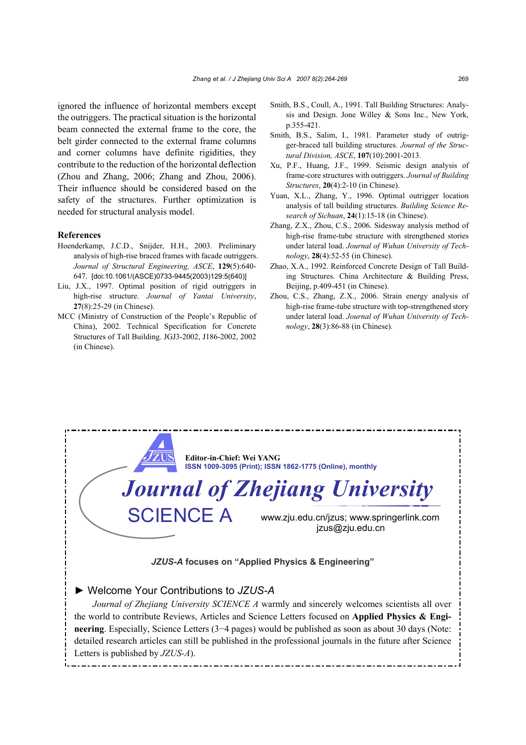ignored the influence of horizontal members except the outriggers. The practical situation is the horizontal beam connected the external frame to the core, the belt girder connected to the external frame columns and corner columns have definite rigidities, they contribute to the reduction of the horizontal deflection (Zhou and Zhang, 2006; Zhang and Zhou, 2006). Their influence should be considered based on the safety of the structures. Further optimization is needed for structural analysis model.

## References

Hoenderkamp, J.C.D., Snijder, H.H., 2003. Preliminary analysis of high-rise braced frames with facade outriggers. *Journal of Structural Engineering, ASCE*, **129**(5):640-647. [doi:10.1061/(ASCE)0733-9445(2003)129:5(640)]

Liu, J.X., 1997. Optimal position of rigid outriggers in high-rise structure. *Journal of Yantai University*, **27**(8):25-29 (in Chinese).

MCC (Ministry of Construction of the People's Republic of China), 2002. Technical Specification for Concrete Structures of Tall Building. JGJ3-2002, J186-2002, 2002 (in Chinese).

Smith, B.S., Coull, A., 1991. Tall Building Structures: Analysis and Design. Jone Willey & Sons Inc., New York, p.355-421.

Smith, B.S., Salim, I., 1981. Parameter study of outrigger-braced tall building structures. *Journal of the Structural Division, ASCE*, **107**(10):2001-2013.

Xu, P.F., Huang, J.F., 1999. Seismic design analysis of frame-core structures with outriggers. *Journal of Building Structures*, **20**(4):2-10 (in Chinese).

Yuan, X.L., Zhang, Y., 1996. Optimal outrigger location analysis of tall building structures. *Building Science Research of Sichuan*, **24**(1):15-18 (in Chinese).

Zhang, Z.X., Zhou, C.S., 2006. Sidesway analysis method of high-rise frame-tube structure with strengthened stories under lateral load. *Journal of Wuhan University of Technology*, **28**(4):52-55 (in Chinese).

Zhao, X.A., 1992. Reinforced Concrete Design of Tall Building Structures. China Architecture & Building Press, Beijing, p.409-451 (in Chinese).

Zhou, C.S., Zhang, Z.X., 2006. Strain energy analysis of high-rise frame-tube structure with top-strengthened story under lateral load. *Journal of Wuhan University of Technology*, **28**(3):86-88 (in Chinese).

---

**Editor-in-Chief: Wei YANG**
**ISSN 1009-3095 (Print); ISSN 1862-1775 (Online), monthly**

# *Journal of Zhejiang University*

## SCIENCE A

www.zju.edu.cn/jzus; www.springerlink.com
jzus@zju.edu.cn

***JZUS-A* focuses on "Applied Physics & Engineering"**

### ► Welcome Your Contributions to *JZUS-A*

*Journal of Zhejiang University SCIENCE A* warmly and sincerely welcomes scientists all over the world to contribute Reviews, Articles and Science Letters focused on **Applied Physics & Engineering**. Especially, Science Letters (3−4 pages) would be published as soon as about 30 days (Note: detailed research articles can still be published in the professional journals in the future after Science Letters is published by *JZUS-A*).